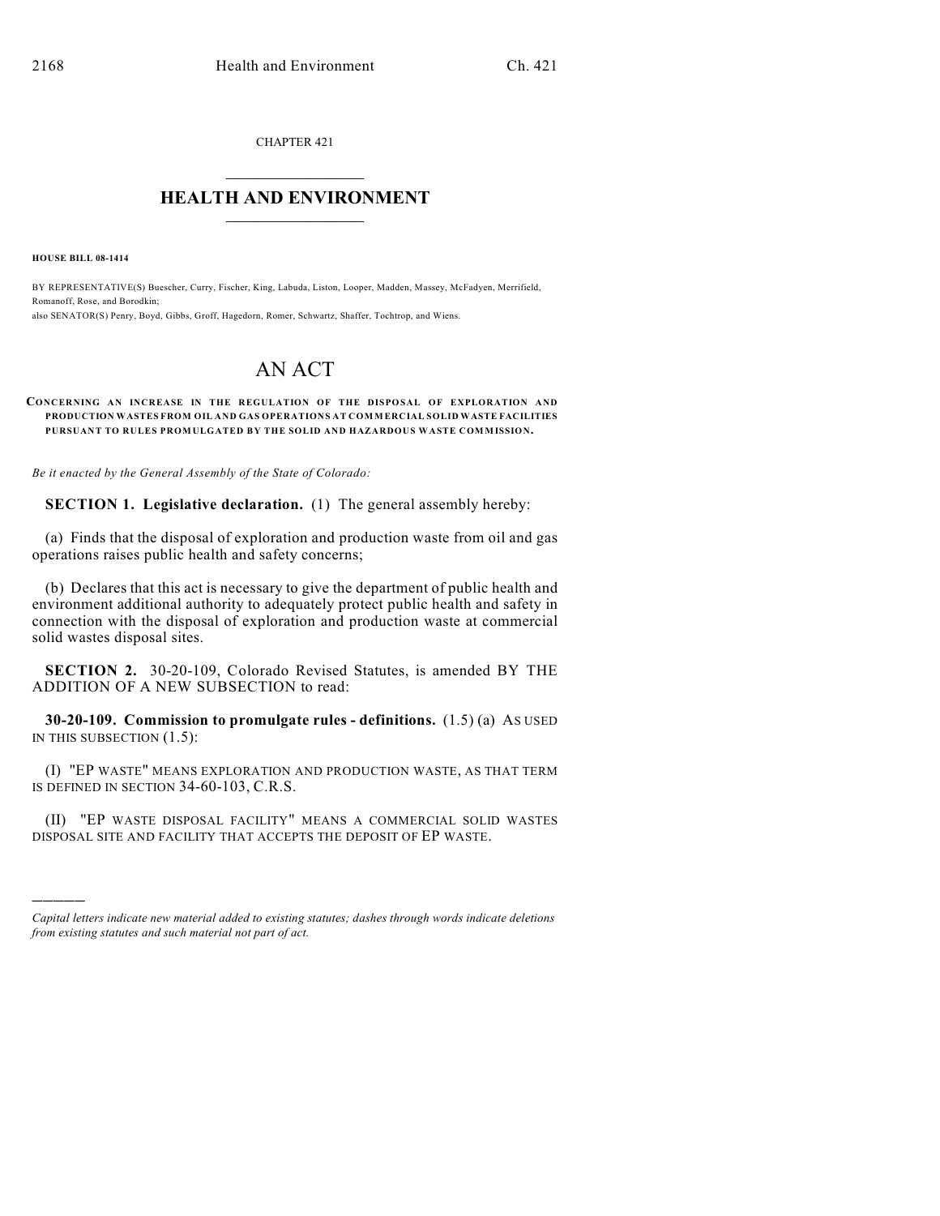CHAPTER 421

# HEALTH AND ENVIRONMENT

**HOUSE BILL 08-1414**

BY REPRESENTATIVE(S) Buescher, Curry, Fischer, King, Labuda, Liston, Looper, Madden, Massey, McFadyen, Merrifield, Romanoff, Rose, and Borodkin;
also SENATOR(S) Penry, Boyd, Gibbs, Groff, Hagedorn, Romer, Schwartz, Shaffer, Tochtrop, and Wiens.

# AN ACT

**CONCERNING AN INCREASE IN THE REGULATION OF THE DISPOSAL OF EXPLORATION AND PRODUCTION WASTES FROM OIL AND GAS OPERATIONS AT COMMERCIAL SOLID WASTE FACILITIES PURSUANT TO RULES PROMULGATED BY THE SOLID AND HAZARDOUS WASTE COMMISSION.**

*Be it enacted by the General Assembly of the State of Colorado:*

**SECTION 1. Legislative declaration.** (1) The general assembly hereby:

(a) Finds that the disposal of exploration and production waste from oil and gas operations raises public health and safety concerns;

(b) Declares that this act is necessary to give the department of public health and environment additional authority to adequately protect public health and safety in connection with the disposal of exploration and production waste at commercial solid wastes disposal sites.

**SECTION 2.** 30-20-109, Colorado Revised Statutes, is amended BY THE ADDITION OF A NEW SUBSECTION to read:

**30-20-109. Commission to promulgate rules - definitions.** (1.5) (a) AS USED IN THIS SUBSECTION (1.5):

(I) "EP WASTE" MEANS EXPLORATION AND PRODUCTION WASTE, AS THAT TERM IS DEFINED IN SECTION 34-60-103, C.R.S.

(II) "EP WASTE DISPOSAL FACILITY" MEANS A COMMERCIAL SOLID WASTES DISPOSAL SITE AND FACILITY THAT ACCEPTS THE DEPOSIT OF EP WASTE.

---

*Capital letters indicate new material added to existing statutes; dashes through words indicate deletions from existing statutes and such material not part of act.*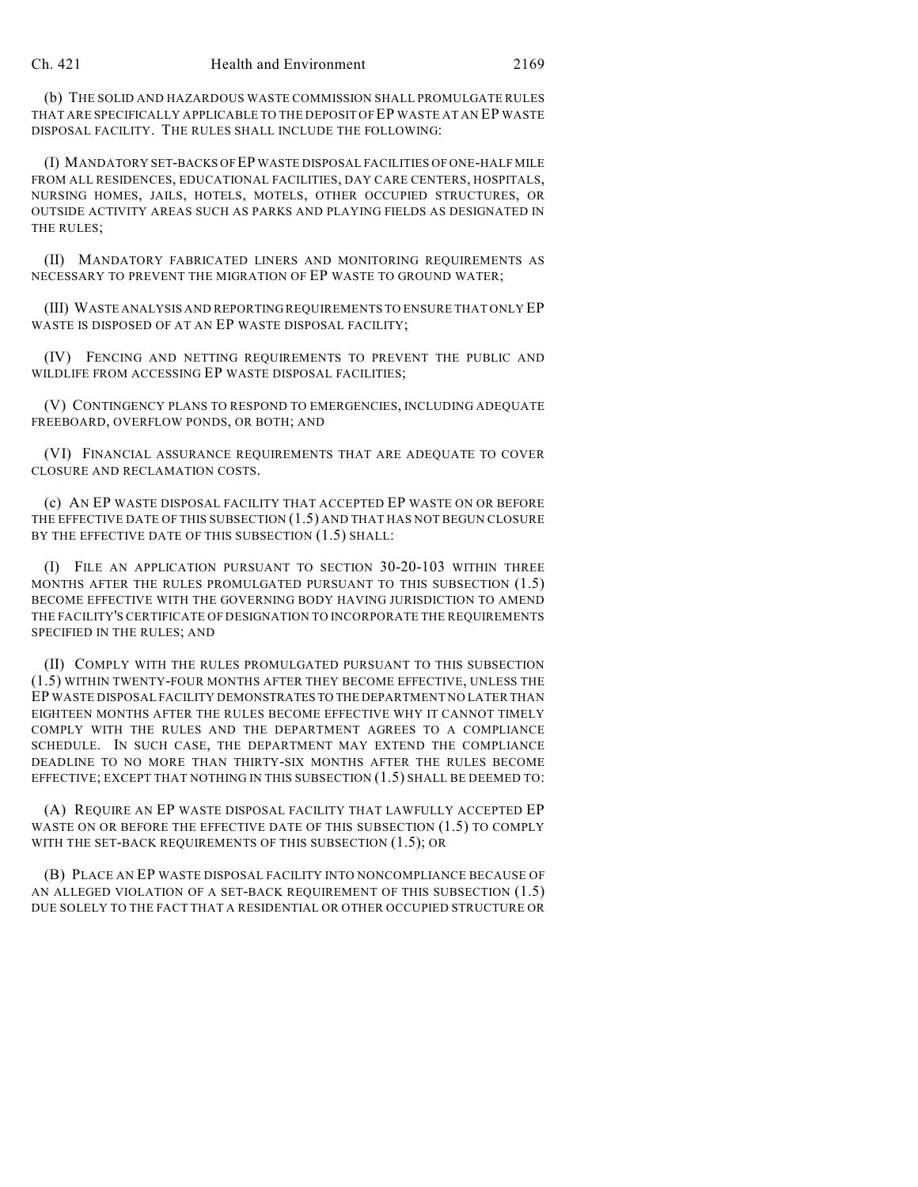(b) THE SOLID AND HAZARDOUS WASTE COMMISSION SHALL PROMULGATE RULES THAT ARE SPECIFICALLY APPLICABLE TO THE DEPOSIT OF EP WASTE AT AN EP WASTE DISPOSAL FACILITY. THE RULES SHALL INCLUDE THE FOLLOWING:

(I) MANDATORY SET-BACKS OF EP WASTE DISPOSAL FACILITIES OF ONE-HALF MILE FROM ALL RESIDENCES, EDUCATIONAL FACILITIES, DAY CARE CENTERS, HOSPITALS, NURSING HOMES, JAILS, HOTELS, MOTELS, OTHER OCCUPIED STRUCTURES, OR OUTSIDE ACTIVITY AREAS SUCH AS PARKS AND PLAYING FIELDS AS DESIGNATED IN THE RULES;

(II) MANDATORY FABRICATED LINERS AND MONITORING REQUIREMENTS AS NECESSARY TO PREVENT THE MIGRATION OF EP WASTE TO GROUND WATER;

(III) WASTE ANALYSIS AND REPORTING REQUIREMENTS TO ENSURE THAT ONLY EP WASTE IS DISPOSED OF AT AN EP WASTE DISPOSAL FACILITY;

(IV) FENCING AND NETTING REQUIREMENTS TO PREVENT THE PUBLIC AND WILDLIFE FROM ACCESSING EP WASTE DISPOSAL FACILITIES;

(V) CONTINGENCY PLANS TO RESPOND TO EMERGENCIES, INCLUDING ADEQUATE FREEBOARD, OVERFLOW PONDS, OR BOTH; AND

(VI) FINANCIAL ASSURANCE REQUIREMENTS THAT ARE ADEQUATE TO COVER CLOSURE AND RECLAMATION COSTS.

(c) AN EP WASTE DISPOSAL FACILITY THAT ACCEPTED EP WASTE ON OR BEFORE THE EFFECTIVE DATE OF THIS SUBSECTION (1.5) AND THAT HAS NOT BEGUN CLOSURE BY THE EFFECTIVE DATE OF THIS SUBSECTION (1.5) SHALL:

(I) FILE AN APPLICATION PURSUANT TO SECTION 30-20-103 WITHIN THREE MONTHS AFTER THE RULES PROMULGATED PURSUANT TO THIS SUBSECTION (1.5) BECOME EFFECTIVE WITH THE GOVERNING BODY HAVING JURISDICTION TO AMEND THE FACILITY'S CERTIFICATE OF DESIGNATION TO INCORPORATE THE REQUIREMENTS SPECIFIED IN THE RULES; AND

(II) COMPLY WITH THE RULES PROMULGATED PURSUANT TO THIS SUBSECTION (1.5) WITHIN TWENTY-FOUR MONTHS AFTER THEY BECOME EFFECTIVE, UNLESS THE EP WASTE DISPOSAL FACILITY DEMONSTRATES TO THE DEPARTMENT NO LATER THAN EIGHTEEN MONTHS AFTER THE RULES BECOME EFFECTIVE WHY IT CANNOT TIMELY COMPLY WITH THE RULES AND THE DEPARTMENT AGREES TO A COMPLIANCE SCHEDULE. IN SUCH CASE, THE DEPARTMENT MAY EXTEND THE COMPLIANCE DEADLINE TO NO MORE THAN THIRTY-SIX MONTHS AFTER THE RULES BECOME EFFECTIVE; EXCEPT THAT NOTHING IN THIS SUBSECTION (1.5) SHALL BE DEEMED TO:

(A) REQUIRE AN EP WASTE DISPOSAL FACILITY THAT LAWFULLY ACCEPTED EP WASTE ON OR BEFORE THE EFFECTIVE DATE OF THIS SUBSECTION (1.5) TO COMPLY WITH THE SET-BACK REQUIREMENTS OF THIS SUBSECTION (1.5); OR

(B) PLACE AN EP WASTE DISPOSAL FACILITY INTO NONCOMPLIANCE BECAUSE OF AN ALLEGED VIOLATION OF A SET-BACK REQUIREMENT OF THIS SUBSECTION (1.5) DUE SOLELY TO THE FACT THAT A RESIDENTIAL OR OTHER OCCUPIED STRUCTURE OR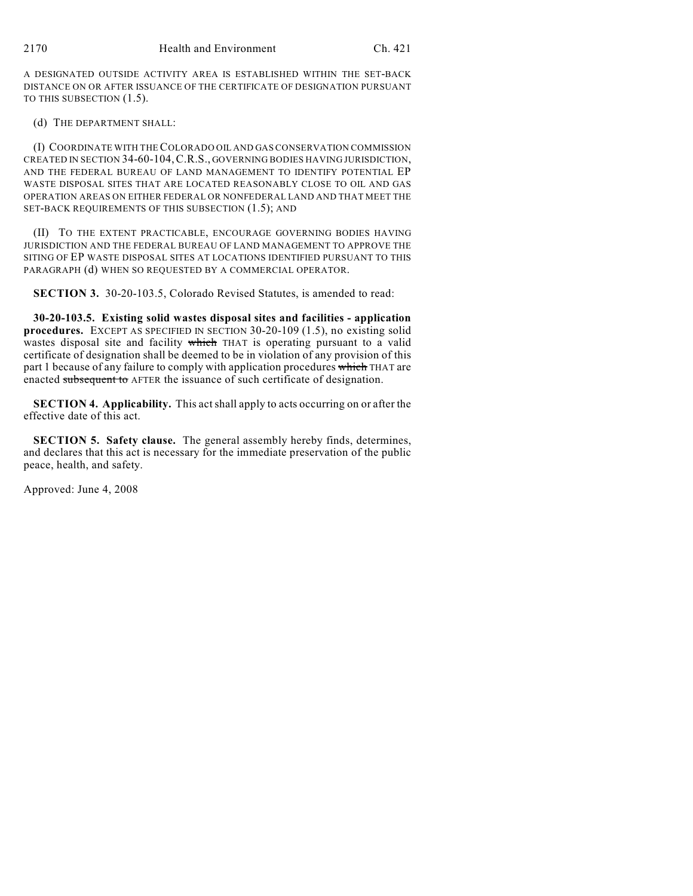A DESIGNATED OUTSIDE ACTIVITY AREA IS ESTABLISHED WITHIN THE SET-BACK DISTANCE ON OR AFTER ISSUANCE OF THE CERTIFICATE OF DESIGNATION PURSUANT TO THIS SUBSECTION (1.5).

(d) THE DEPARTMENT SHALL:

(I) COORDINATE WITH THE COLORADO OIL AND GAS CONSERVATION COMMISSION CREATED IN SECTION 34-60-104, C.R.S., GOVERNING BODIES HAVING JURISDICTION, AND THE FEDERAL BUREAU OF LAND MANAGEMENT TO IDENTIFY POTENTIAL EP WASTE DISPOSAL SITES THAT ARE LOCATED REASONABLY CLOSE TO OIL AND GAS OPERATION AREAS ON EITHER FEDERAL OR NONFEDERAL LAND AND THAT MEET THE SET-BACK REQUIREMENTS OF THIS SUBSECTION (1.5); AND

(II) TO THE EXTENT PRACTICABLE, ENCOURAGE GOVERNING BODIES HAVING JURISDICTION AND THE FEDERAL BUREAU OF LAND MANAGEMENT TO APPROVE THE SITING OF EP WASTE DISPOSAL SITES AT LOCATIONS IDENTIFIED PURSUANT TO THIS PARAGRAPH (d) WHEN SO REQUESTED BY A COMMERCIAL OPERATOR.

**SECTION 3.** 30-20-103.5, Colorado Revised Statutes, is amended to read:

**30-20-103.5. Existing solid wastes disposal sites and facilities - application procedures.** EXCEPT AS SPECIFIED IN SECTION 30-20-109 (1.5), no existing solid wastes disposal site and facility ~~which~~ THAT is operating pursuant to a valid certificate of designation shall be deemed to be in violation of any provision of this part 1 because of any failure to comply with application procedures ~~which~~ THAT are enacted ~~subsequent to~~ AFTER the issuance of such certificate of designation.

**SECTION 4. Applicability.** This act shall apply to acts occurring on or after the effective date of this act.

**SECTION 5. Safety clause.** The general assembly hereby finds, determines, and declares that this act is necessary for the immediate preservation of the public peace, health, and safety.

Approved: June 4, 2008